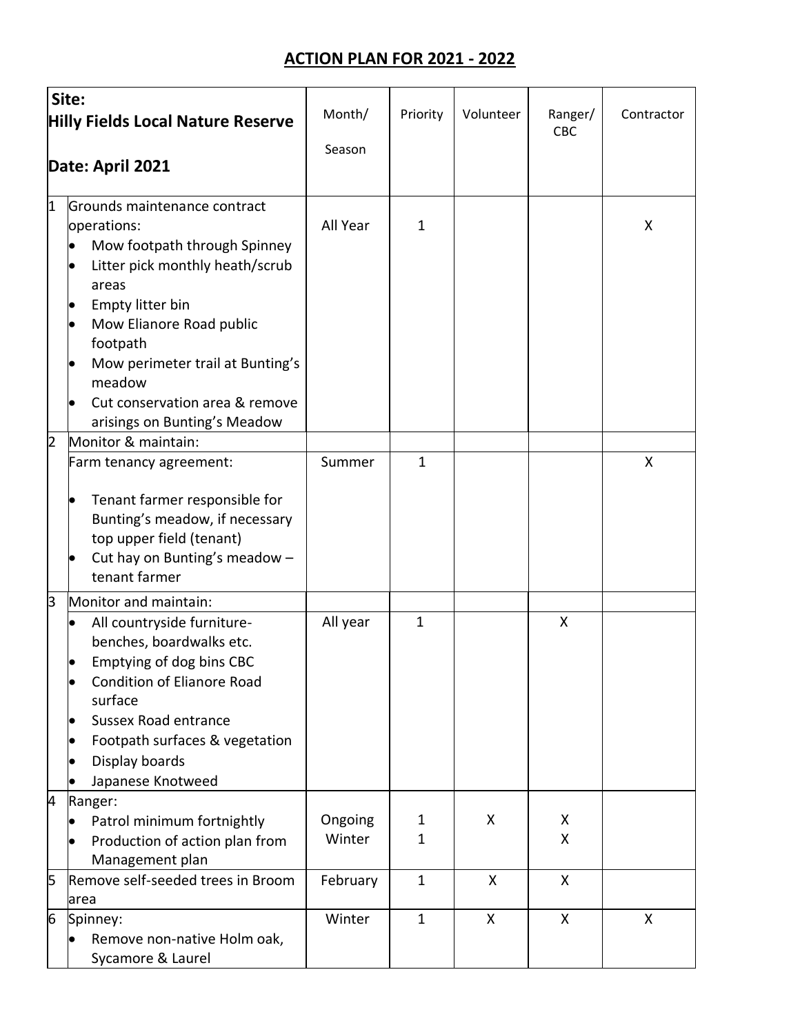# ACTION PLAN FOR 2021 - 2022

| | Site: **Hilly Fields Local Nature Reserve** **Date: April 2021** | Month/ Season | Priority | Volunteer | Ranger/ CBC | Contractor |
|---|---|---|---|---|---|---|
| 1 | Grounds maintenance contract operations: <br>• Mow footpath through Spinney <br>• Litter pick monthly heath/scrub areas <br>• Empty litter bin <br>• Mow Elianore Road public footpath <br>• Mow perimeter trail at Bunting's meadow <br>• Cut conservation area & remove arisings on Bunting's Meadow | All Year | 1 | | | X |
| 2 | Monitor & maintain: | | | | | |
| | Farm tenancy agreement: <br>• Tenant farmer responsible for Bunting's meadow, if necessary top upper field (tenant) <br>• Cut hay on Bunting's meadow – tenant farmer | Summer | 1 | | | X |
| 3 | Monitor and maintain: | | | | | |
| | • All countryside furniture- benches, boardwalks etc. <br>• Emptying of dog bins CBC <br>• Condition of Elianore Road surface <br>• Sussex Road entrance <br>• Footpath surfaces & vegetation <br>• Display boards <br>• Japanese Knotweed | All year | 1 | | X | |
| 4 | Ranger: <br>• Patrol minimum fortnightly <br>• Production of action plan from Management plan | Ongoing <br>Winter | 1 <br>1 | X | X <br>X | |
| 5 | Remove self-seeded trees in Broom area | February | 1 | X | X | |
| 6 | Spinney: <br>• Remove non-native Holm oak, Sycamore & Laurel | Winter | 1 | X | X | X |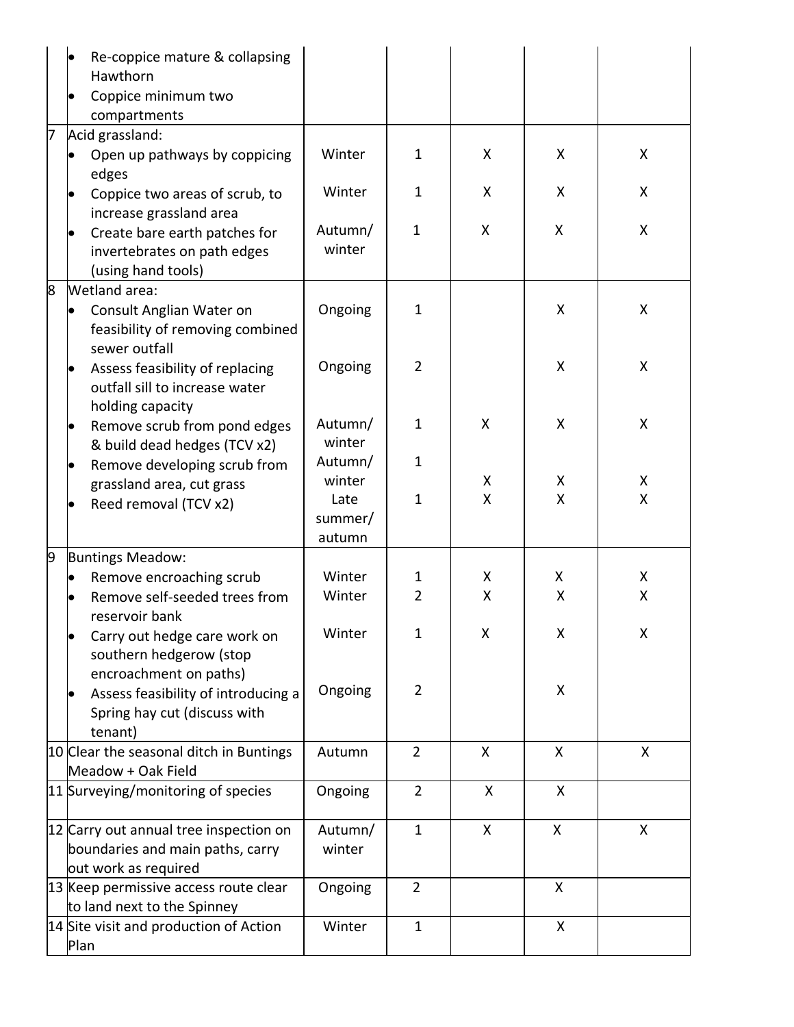| | | | | | | |
|---|---|---|---|---|---|---|
| | • Re-coppice mature & collapsing Hawthorn<br>• Coppice minimum two compartments | | | | | |
| 7 | Acid grassland:<br>• Open up pathways by coppicing edges<br>• Coppice two areas of scrub, to increase grassland area<br>• Create bare earth patches for invertebrates on path edges (using hand tools) | <br>Winter<br>Winter<br>Autumn/ winter | <br>1<br>1<br>1 | <br>X<br>X<br>X | <br>X<br>X<br>X | <br>X<br>X<br>X |
| 8 | Wetland area:<br>• Consult Anglian Water on feasibility of removing combined sewer outfall<br>• Assess feasibility of replacing outfall sill to increase water holding capacity<br>• Remove scrub from pond edges & build dead hedges (TCV x2)<br>• Remove developing scrub from grassland area, cut grass<br>• Reed removal (TCV x2) | <br>Ongoing<br>Ongoing<br>Autumn/ winter<br>Autumn/ winter<br>Late summer/ autumn | <br>1<br>2<br>1<br>1<br>1 | <br><br><br>X<br>X<br>X | <br>X<br>X<br>X<br>X<br>X | <br>X<br>X<br>X<br>X<br>X |
| 9 | Buntings Meadow:<br>• Remove encroaching scrub<br>• Remove self-seeded trees from reservoir bank<br>• Carry out hedge care work on southern hedgerow (stop encroachment on paths)<br>• Assess feasibility of introducing a Spring hay cut (discuss with tenant) | <br>Winter<br>Winter<br>Winter<br>Ongoing | <br>1<br>2<br>1<br>2 | <br>X<br>X<br>X<br> | <br>X<br>X<br>X<br>X | <br>X<br>X<br>X<br> |
| 10 | Clear the seasonal ditch in Buntings Meadow + Oak Field | Autumn | 2 | X | X | X |
| 11 | Surveying/monitoring of species | Ongoing | 2 | X | X | |
| 12 | Carry out annual tree inspection on boundaries and main paths, carry out work as required | Autumn/ winter | 1 | X | X | X |
| 13 | Keep permissive access route clear to land next to the Spinney | Ongoing | 2 | | X | |
| 14 | Site visit and production of Action Plan | Winter | 1 | | X | |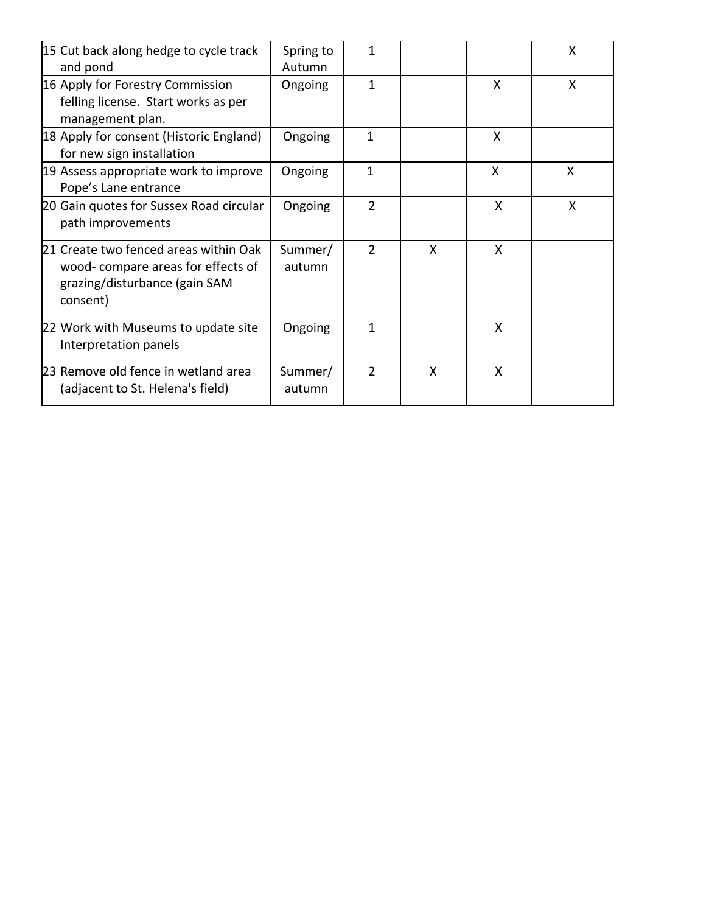| | | | | | | |
|---|---|---|---|---|---|---|
| 15 | Cut back along hedge to cycle track and pond | Spring to Autumn | 1 | | | X |
| 16 | Apply for Forestry Commission felling license. Start works as per management plan. | Ongoing | 1 | | X | X |
| 18 | Apply for consent (Historic England) for new sign installation | Ongoing | 1 | | X | |
| 19 | Assess appropriate work to improve Pope's Lane entrance | Ongoing | 1 | | X | X |
| 20 | Gain quotes for Sussex Road circular path improvements | Ongoing | 2 | | X | X |
| 21 | Create two fenced areas within Oak wood- compare areas for effects of grazing/disturbance (gain SAM consent) | Summer/ autumn | 2 | X | X | |
| 22 | Work with Museums to update site Interpretation panels | Ongoing | 1 | | X | |
| 23 | Remove old fence in wetland area (adjacent to St. Helena's field) | Summer/ autumn | 2 | X | X | |